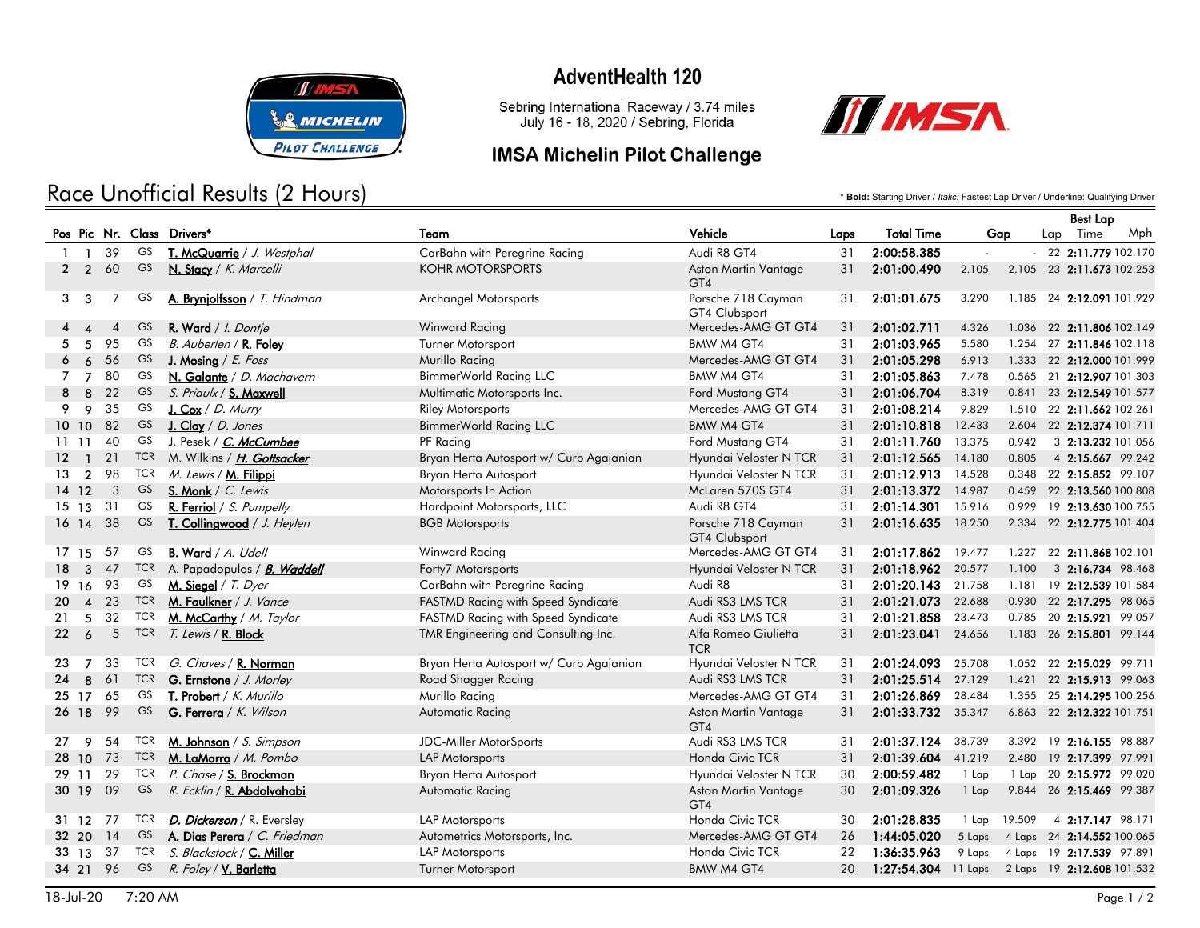# AdventHealth 120

Sebring International Raceway / 3.74 miles
July 16 - 18, 2020 / Sebring, Florida

## IMSA Michelin Pilot Challenge

## Race Unofficial Results (2 Hours)

\* **Bold:** Starting Driver / *Italic:* Fastest Lap Driver / Underline: Qualifying Driver

| Pos | Pic | Nr. | Class | Drivers* | Team | Vehicle | Laps | Total Time | Gap | | Best Lap Lap | Time | Mph |
|---|---|---|---|---|---|---|---|---|---|---|---|---|---|
| 1 | 1 | 39 | GS | **T. McQuarrie** / *J. Westphal* | CarBahn with Peregrine Racing | Audi R8 GT4 | 31 | **2:00:58.385** | - | - | 22 | **2:11.779** | 102.170 |
| 2 | 2 | 60 | GS | **N. Stacy** / *K. Marcelli* | KOHR MOTORSPORTS | Aston Martin Vantage GT4 | 31 | **2:01:00.490** | 2.105 | 2.105 | 23 | **2:11.673** | 102.253 |
| 3 | 3 | 7 | GS | **A. Brynjolfsson** / *T. Hindman* | Archangel Motorsports | Porsche 718 Cayman GT4 Clubsport | 31 | **2:01:01.675** | 3.290 | 1.185 | 24 | **2:12.091** | 101.929 |
| 4 | 4 | 4 | GS | **R. Ward** / *I. Dontje* | Winward Racing | Mercedes-AMG GT GT4 | 31 | **2:01:02.711** | 4.326 | 1.036 | 22 | **2:11.806** | 102.149 |
| 5 | 5 | 95 | GS | *B. Auberlen* / **R. Foley** | Turner Motorsport | BMW M4 GT4 | 31 | **2:01:03.965** | 5.580 | 1.254 | 27 | **2:11.846** | 102.118 |
| 6 | 6 | 56 | GS | **J. Mosing** / *E. Foss* | Murillo Racing | Mercedes-AMG GT GT4 | 31 | **2:01:05.298** | 6.913 | 1.333 | 22 | **2:12.000** | 101.999 |
| 7 | 7 | 80 | GS | **N. Galante** / *D. Machavern* | BimmerWorld Racing LLC | BMW M4 GT4 | 31 | **2:01:05.863** | 7.478 | 0.565 | 21 | **2:12.907** | 101.303 |
| 8 | 8 | 22 | GS | *S. Priaulx* / **S. Maxwell** | Multimatic Motorsports Inc. | Ford Mustang GT4 | 31 | **2:01:06.704** | 8.319 | 0.841 | 23 | **2:12.549** | 101.577 |
| 9 | 9 | 35 | GS | **J. Cox** / *D. Murry* | Riley Motorsports | Mercedes-AMG GT GT4 | 31 | **2:01:08.214** | 9.829 | 1.510 | 22 | **2:11.662** | 102.261 |
| 10 | 10 | 82 | GS | **J. Clay** / *D. Jones* | BimmerWorld Racing LLC | BMW M4 GT4 | 31 | **2:01:10.818** | 12.433 | 2.604 | 22 | **2:12.374** | 101.711 |
| 11 | 11 | 40 | GS | J. Pesek / ***C. McCumbee*** | PF Racing | Ford Mustang GT4 | 31 | **2:01:11.760** | 13.375 | 0.942 | 3 | **2:13.232** | 101.056 |
| 12 | 1 | 21 | TCR | M. Wilkins / ***H. Gottsacker*** | Bryan Herta Autosport w/ Curb Agajanian | Hyundai Veloster N TCR | 31 | **2:01:12.565** | 14.180 | 0.805 | 4 | **2:15.667** | 99.242 |
| 13 | 2 | 98 | TCR | *M. Lewis* / **M. Filippi** | Bryan Herta Autosport | Hyundai Veloster N TCR | 31 | **2:01:12.913** | 14.528 | 0.348 | 22 | **2:15.852** | 99.107 |
| 14 | 12 | 3 | GS | **S. Monk** / *C. Lewis* | Motorsports In Action | McLaren 570S GT4 | 31 | **2:01:13.372** | 14.987 | 0.459 | 22 | **2:13.560** | 100.808 |
| 15 | 13 | 31 | GS | **R. Ferriol** / *S. Pumpelly* | Hardpoint Motorsports, LLC | Audi R8 GT4 | 31 | **2:01:14.301** | 15.916 | 0.929 | 19 | **2:13.630** | 100.755 |
| 16 | 14 | 38 | GS | **T. Collingwood** / *J. Heylen* | BGB Motorsports | Porsche 718 Cayman GT4 Clubsport | 31 | **2:01:16.635** | 18.250 | 2.334 | 22 | **2:12.775** | 101.404 |
| 17 | 15 | 57 | GS | **B. Ward** / *A. Udell* | Winward Racing | Mercedes-AMG GT GT4 | 31 | **2:01:17.862** | 19.477 | 1.227 | 22 | **2:11.868** | 102.101 |
| 18 | 3 | 47 | TCR | A. Papadopulos / ***B. Waddell*** | Forty7 Motorsports | Hyundai Veloster N TCR | 31 | **2:01:18.962** | 20.577 | 1.100 | 3 | **2:16.734** | 98.468 |
| 19 | 16 | 93 | GS | **M. Siegel** / *T. Dyer* | CarBahn with Peregrine Racing | Audi R8 | 31 | **2:01:20.143** | 21.758 | 1.181 | 19 | **2:12.539** | 101.584 |
| 20 | 4 | 23 | TCR | **M. Faulkner** / *J. Vance* | FASTMD Racing with Speed Syndicate | Audi RS3 LMS TCR | 31 | **2:01:21.073** | 22.688 | 0.930 | 22 | **2:17.295** | 98.065 |
| 21 | 5 | 32 | TCR | **M. McCarthy** / *M. Taylor* | FASTMD Racing with Speed Syndicate | Audi RS3 LMS TCR | 31 | **2:01:21.858** | 23.473 | 0.785 | 20 | **2:15.921** | 99.057 |
| 22 | 6 | 5 | TCR | *T. Lewis* / **R. Block** | TMR Engineering and Consulting Inc. | Alfa Romeo Giulietta TCR | 31 | **2:01:23.041** | 24.656 | 1.183 | 26 | **2:15.801** | 99.144 |
| 23 | 7 | 33 | TCR | *G. Chaves* / **R. Norman** | Bryan Herta Autosport w/ Curb Agajanian | Hyundai Veloster N TCR | 31 | **2:01:24.093** | 25.708 | 1.052 | 22 | **2:15.029** | 99.711 |
| 24 | 8 | 61 | TCR | **G. Ernstone** / *J. Morley* | Road Shagger Racing | Audi RS3 LMS TCR | 31 | **2:01:25.514** | 27.129 | 1.421 | 22 | **2:15.913** | 99.063 |
| 25 | 17 | 65 | GS | **T. Probert** / *K. Murillo* | Murillo Racing | Mercedes-AMG GT GT4 | 31 | **2:01:26.869** | 28.484 | 1.355 | 25 | **2:14.295** | 100.256 |
| 26 | 18 | 99 | GS | **G. Ferrera** / *K. Wilson* | Automatic Racing | Aston Martin Vantage GT4 | 31 | **2:01:33.732** | 35.347 | 6.863 | 22 | **2:12.322** | 101.751 |
| 27 | 9 | 54 | TCR | **M. Johnson** / *S. Simpson* | JDC-Miller MotorSports | Audi RS3 LMS TCR | 31 | **2:01:37.124** | 38.739 | 3.392 | 19 | **2:16.155** | 98.887 |
| 28 | 10 | 73 | TCR | **M. LaMarra** / *M. Pombo* | LAP Motorsports | Honda Civic TCR | 31 | **2:01:39.604** | 41.219 | 2.480 | 19 | **2:17.399** | 97.991 |
| 29 | 11 | 29 | TCR | *P. Chase* / **S. Brockman** | Bryan Herta Autosport | Hyundai Veloster N TCR | 30 | **2:00:59.482** | 1 Lap | 1 Lap | 20 | **2:15.972** | 99.020 |
| 30 | 19 | 09 | GS | *R. Ecklin* / **R. Abdolvahabi** | Automatic Racing | Aston Martin Vantage GT4 | 30 | **2:01:09.326** | 1 Lap | 9.844 | 26 | **2:15.469** | 99.387 |
| 31 | 12 | 77 | TCR | ***D. Dickerson*** / R. Eversley | LAP Motorsports | Honda Civic TCR | 30 | **2:01:28.835** | 1 Lap | 19.509 | 4 | **2:17.147** | 98.171 |
| 32 | 20 | 14 | GS | **A. Dias Perera** / *C. Friedman* | Autometrics Motorsports, Inc. | Mercedes-AMG GT GT4 | 26 | **1:44:05.020** | 5 Laps | 4 Laps | 24 | **2:14.552** | 100.065 |
| 33 | 13 | 37 | TCR | *S. Blackstock* / **C. Miller** | LAP Motorsports | Honda Civic TCR | 22 | **1:36:35.963** | 9 Laps | 4 Laps | 19 | **2:17.539** | 97.891 |
| 34 | 21 | 96 | GS | *R. Foley* / **V. Barletta** | Turner Motorsport | BMW M4 GT4 | 20 | **1:27:54.304** | 11 Laps | 2 Laps | 19 | **2:12.608** | 101.532 |

18-Jul-20 7:20 AM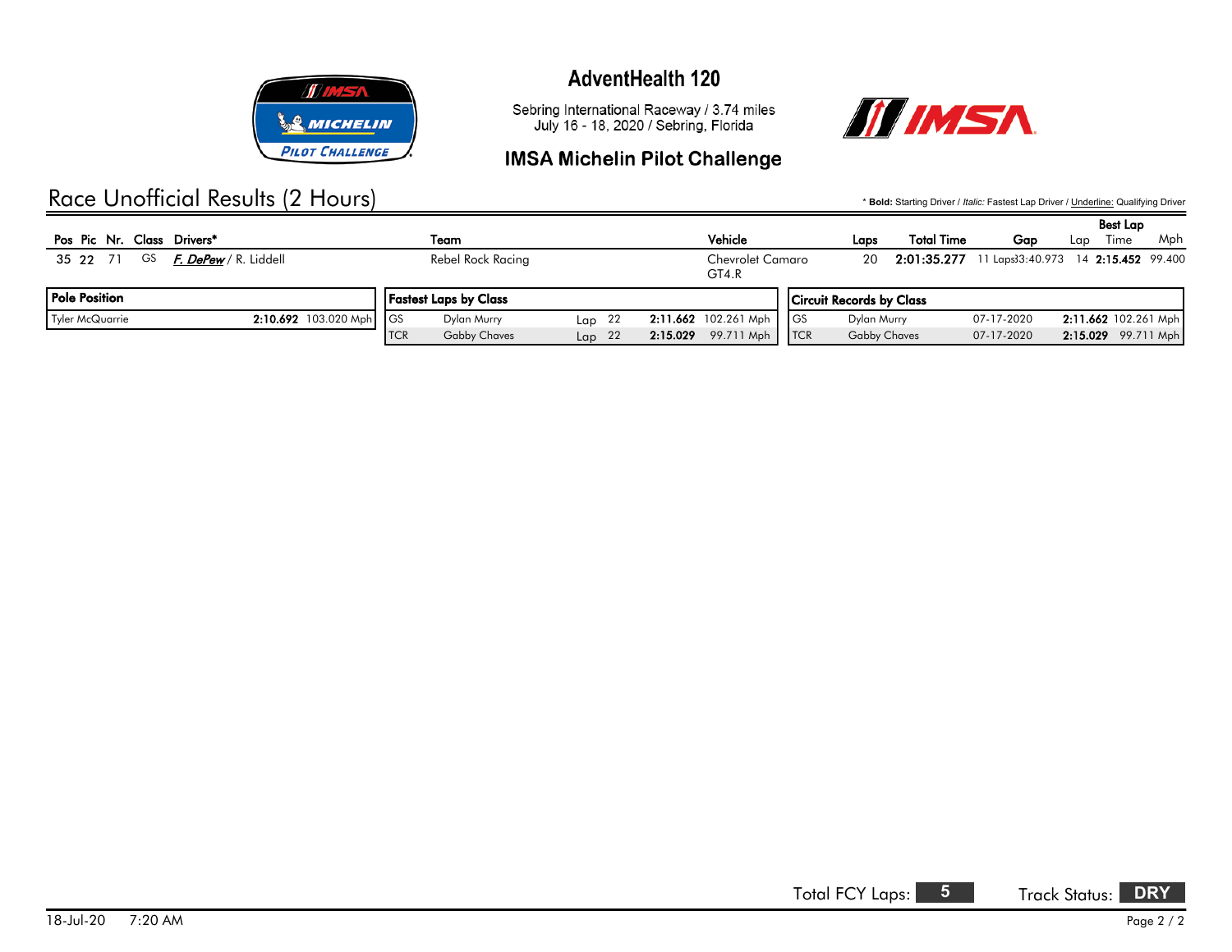# AdventHealth 120

Sebring International Raceway / 3.74 miles
July 16 - 18, 2020 / Sebring, Florida

## IMSA Michelin Pilot Challenge

## Race Unofficial Results (2 Hours)

\* **Bold:** Starting Driver / *Italic:* Fastest Lap Driver / Underline: Qualifying Driver

| Pos | Pic | Nr. | Class | Drivers* | Team | Vehicle | Laps | Total Time | Gap | Best Lap Lap | Best Lap Time | Best Lap Mph |
|---|---|---|---|---|---|---|---|---|---|---|---|---|
| 35 | 22 | 71 | GS | ***F. DePew*** / R. Liddell | Rebel Rock Racing | Chevrolet Camaro GT4.R | 20 | **2:01:35.277** | 11 Laps 33:40.973 | 14 | **2:15.452** | 99.400 |

| Pole Position | |
|---|---|
| Tyler McQuarrie | **2:10.692** 103.020 Mph |

| Fastest Laps by Class | | | | |
|---|---|---|---|---|
| GS | Dylan Murry | Lap 22 | **2:11.662** | 102.261 Mph |
| TCR | Gabby Chaves | Lap 22 | **2:15.029** | 99.711 Mph |

| Circuit Records by Class | | | | |
|---|---|---|---|---|
| GS | Dylan Murry | 07-17-2020 | **2:11.662** | 102.261 Mph |
| TCR | Gabby Chaves | 07-17-2020 | **2:15.029** | 99.711 Mph |

Total FCY Laps: 5 Track Status: DRY

18-Jul-20 7:20 AM